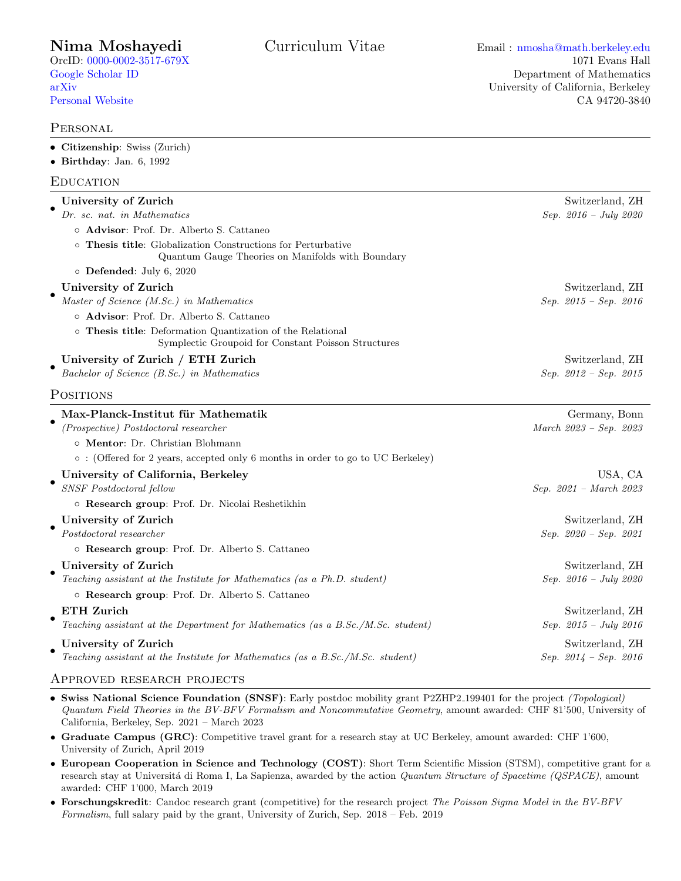# Nima Moshayedi

Curriculum Vitae

OrcID: 0000-0002-3517-679X
Google Scholar ID
arXiv
Personal Website

Email : nmosha@math.berkeley.edu
1071 Evans Hall
Department of Mathematics
University of California, Berkeley
CA 94720-3840

## Personal

- **Citizenship**: Swiss (Zurich)
- **Birthday**: Jan. 6, 1992

## Education

- **University of Zurich** — Switzerland, ZH
  *Dr. sc. nat. in Mathematics* — *Sep. 2016 – July 2020*
  - **Advisor**: Prof. Dr. Alberto S. Cattaneo
  - **Thesis title**: Globalization Constructions for Perturbative Quantum Gauge Theories on Manifolds with Boundary
  - **Defended**: July 6, 2020
- **University of Zurich** — Switzerland, ZH
  *Master of Science (M.Sc.) in Mathematics* — *Sep. 2015 – Sep. 2016*
  - **Advisor**: Prof. Dr. Alberto S. Cattaneo
  - **Thesis title**: Deformation Quantization of the Relational Symplectic Groupoid for Constant Poisson Structures
- **University of Zurich / ETH Zurich** — Switzerland, ZH
  *Bachelor of Science (B.Sc.) in Mathematics* — *Sep. 2012 – Sep. 2015*

## Positions

- **Max-Planck-Institut für Mathematik** — Germany, Bonn
  *(Prospective) Postdoctoral researcher* — *March 2023 – Sep. 2023*
  - **Mentor**: Dr. Christian Blohmann
  - : (Offered for 2 years, accepted only 6 months in order to go to UC Berkeley)
- **University of California, Berkeley** — USA, CA
  *SNSF Postdoctoral fellow* — *Sep. 2021 – March 2023*
  - **Research group**: Prof. Dr. Nicolai Reshetikhin
- **University of Zurich** — Switzerland, ZH
  *Postdoctoral researcher* — *Sep. 2020 – Sep. 2021*
  - **Research group**: Prof. Dr. Alberto S. Cattaneo
- **University of Zurich** — Switzerland, ZH
  *Teaching assistant at the Institute for Mathematics (as a Ph.D. student)* — *Sep. 2016 – July 2020*
  - **Research group**: Prof. Dr. Alberto S. Cattaneo
- **ETH Zurich** — Switzerland, ZH
  *Teaching assistant at the Department for Mathematics (as a B.Sc./M.Sc. student)* — *Sep. 2015 – July 2016*
- **University of Zurich** — Switzerland, ZH
  *Teaching assistant at the Institute for Mathematics (as a B.Sc./M.Sc. student)* — *Sep. 2014 – Sep. 2016*

## Approved research projects

- **Swiss National Science Foundation (SNSF)**: Early postdoc mobility grant P2ZHP2_199401 for the project *(Topological) Quantum Field Theories in the BV-BFV Formalism and Noncommutative Geometry*, amount awarded: CHF 81'500, University of California, Berkeley, Sep. 2021 – March 2023
- **Graduate Campus (GRC)**: Competitive travel grant for a research stay at UC Berkeley, amount awarded: CHF 1'600, University of Zurich, April 2019
- **European Cooperation in Science and Technology (COST)**: Short Term Scientific Mission (STSM), competitive grant for a research stay at Universitá di Roma I, La Sapienza, awarded by the action *Quantum Structure of Spacetime (QSPACE)*, amount awarded: CHF 1'000, March 2019
- **Forschungskredit**: Candoc research grant (competitive) for the research project *The Poisson Sigma Model in the BV-BFV Formalism*, full salary paid by the grant, University of Zurich, Sep. 2018 – Feb. 2019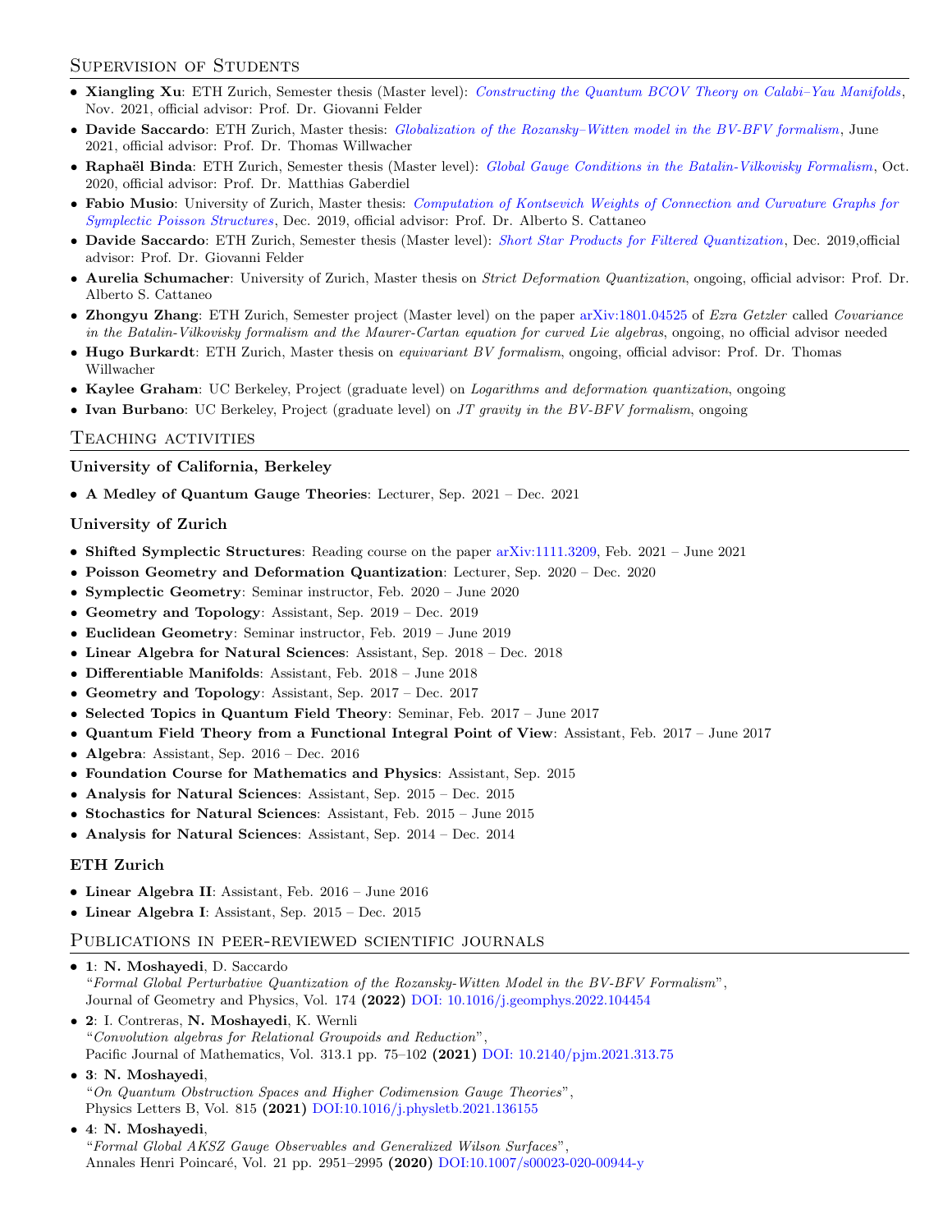## Supervision of Students

- **Xiangling Xu**: ETH Zurich, Semester thesis (Master level): *Constructing the Quantum BCOV Theory on Calabi–Yau Manifolds*, Nov. 2021, official advisor: Prof. Dr. Giovanni Felder
- **Davide Saccardo**: ETH Zurich, Master thesis: *Globalization of the Rozansky–Witten model in the BV-BFV formalism*, June 2021, official advisor: Prof. Dr. Thomas Willwacher
- **Raphaël Binda**: ETH Zurich, Semester thesis (Master level): *Global Gauge Conditions in the Batalin-Vilkovisky Formalism*, Oct. 2020, official advisor: Prof. Dr. Matthias Gaberdiel
- **Fabio Musio**: University of Zurich, Master thesis: *Computation of Kontsevich Weights of Connection and Curvature Graphs for Symplectic Poisson Structures*, Dec. 2019, official advisor: Prof. Dr. Alberto S. Cattaneo
- **Davide Saccardo**: ETH Zurich, Semester thesis (Master level): *Short Star Products for Filtered Quantization*, Dec. 2019,official advisor: Prof. Dr. Giovanni Felder
- **Aurelia Schumacher**: University of Zurich, Master thesis on *Strict Deformation Quantization*, ongoing, official advisor: Prof. Dr. Alberto S. Cattaneo
- **Zhongyu Zhang**: ETH Zurich, Semester project (Master level) on the paper arXiv:1801.04525 of *Ezra Getzler* called *Covariance in the Batalin-Vilkovisky formalism and the Maurer-Cartan equation for curved Lie algebras*, ongoing, no official advisor needed
- **Hugo Burkardt**: ETH Zurich, Master thesis on *equivariant BV formalism*, ongoing, official advisor: Prof. Dr. Thomas Willwacher
- **Kaylee Graham**: UC Berkeley, Project (graduate level) on *Logarithms and deformation quantization*, ongoing
- **Ivan Burbano**: UC Berkeley, Project (graduate level) on *JT gravity in the BV-BFV formalism*, ongoing

## Teaching activities

### University of California, Berkeley

- **A Medley of Quantum Gauge Theories**: Lecturer, Sep. 2021 – Dec. 2021

### University of Zurich

- **Shifted Symplectic Structures**: Reading course on the paper arXiv:1111.3209, Feb. 2021 – June 2021
- **Poisson Geometry and Deformation Quantization**: Lecturer, Sep. 2020 – Dec. 2020
- **Symplectic Geometry**: Seminar instructor, Feb. 2020 – June 2020
- **Geometry and Topology**: Assistant, Sep. 2019 – Dec. 2019
- **Euclidean Geometry**: Seminar instructor, Feb. 2019 – June 2019
- **Linear Algebra for Natural Sciences**: Assistant, Sep. 2018 – Dec. 2018
- **Differentiable Manifolds**: Assistant, Feb. 2018 – June 2018
- **Geometry and Topology**: Assistant, Sep. 2017 – Dec. 2017
- **Selected Topics in Quantum Field Theory**: Seminar, Feb. 2017 – June 2017
- **Quantum Field Theory from a Functional Integral Point of View**: Assistant, Feb. 2017 – June 2017
- **Algebra**: Assistant, Sep. 2016 – Dec. 2016
- **Foundation Course for Mathematics and Physics**: Assistant, Sep. 2015
- **Analysis for Natural Sciences**: Assistant, Sep. 2015 – Dec. 2015
- **Stochastics for Natural Sciences**: Assistant, Feb. 2015 – June 2015
- **Analysis for Natural Sciences**: Assistant, Sep. 2014 – Dec. 2014

### ETH Zurich

- **Linear Algebra II**: Assistant, Feb. 2016 – June 2016
- **Linear Algebra I**: Assistant, Sep. 2015 – Dec. 2015

## Publications in peer-reviewed scientific journals

- **1**: **N. Moshayedi**, D. Saccardo
  "*Formal Global Perturbative Quantization of the Rozansky-Witten Model in the BV-BFV Formalism*",
  Journal of Geometry and Physics, Vol. 174 **(2022)** DOI: 10.1016/j.geomphys.2022.104454
- **2**: I. Contreras, **N. Moshayedi**, K. Wernli
  "*Convolution algebras for Relational Groupoids and Reduction*",
  Pacific Journal of Mathematics, Vol. 313.1 pp. 75–102 **(2021)** DOI: 10.2140/pjm.2021.313.75
- **3**: **N. Moshayedi**,
  "*On Quantum Obstruction Spaces and Higher Codimension Gauge Theories*",
  Physics Letters B, Vol. 815 **(2021)** DOI:10.1016/j.physletb.2021.136155
- **4**: **N. Moshayedi**,
  "*Formal Global AKSZ Gauge Observables and Generalized Wilson Surfaces*",
  Annales Henri Poincaré, Vol. 21 pp. 2951–2995 **(2020)** DOI:10.1007/s00023-020-00944-y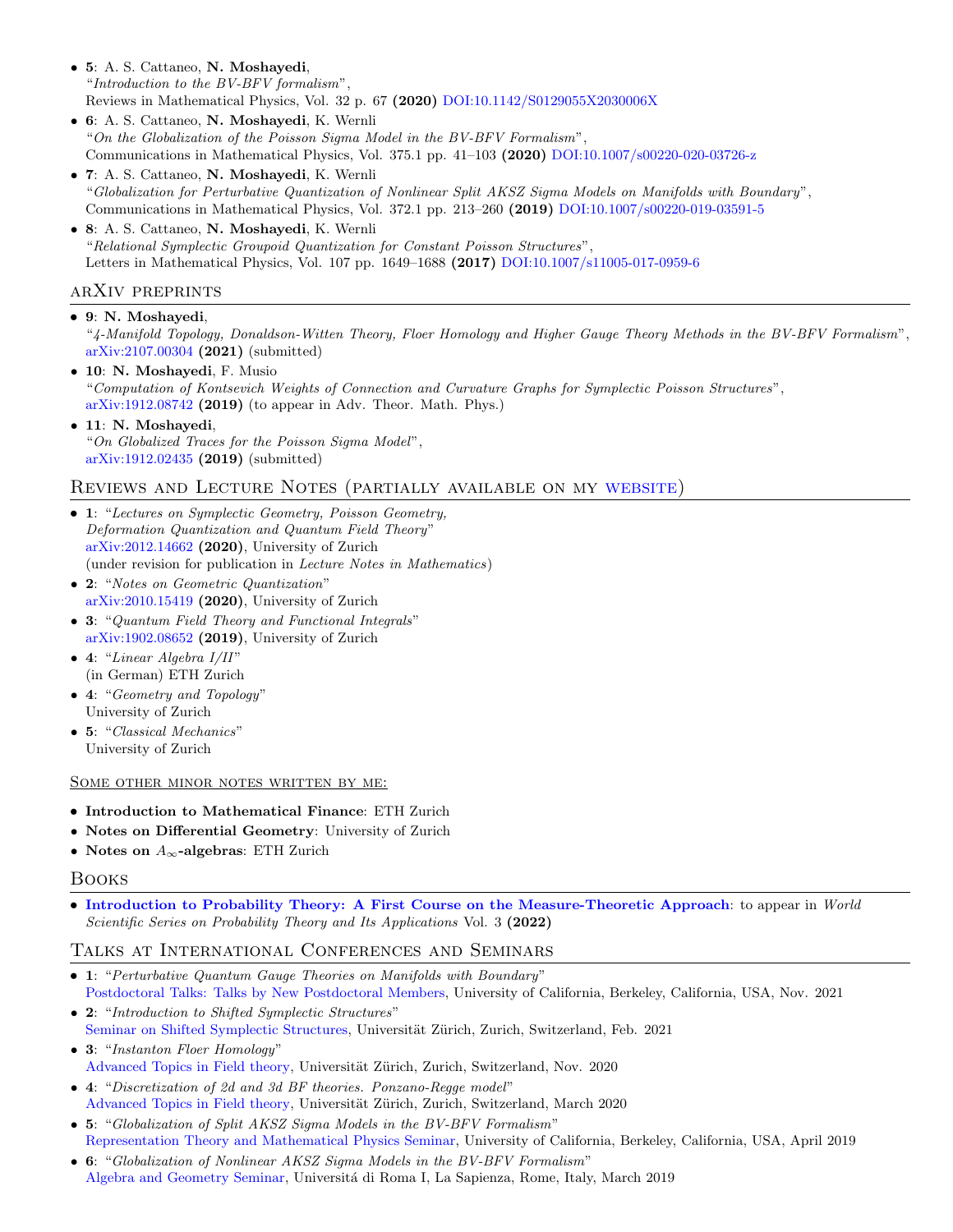- **5**: A. S. Cattaneo, **N. Moshayedi**,
  "*Introduction to the BV-BFV formalism*",
  Reviews in Mathematical Physics, Vol. 32 p. 67 **(2020)** DOI:10.1142/S0129055X2030006X
- **6**: A. S. Cattaneo, **N. Moshayedi**, K. Wernli
  "*On the Globalization of the Poisson Sigma Model in the BV-BFV Formalism*",
  Communications in Mathematical Physics, Vol. 375.1 pp. 41–103 **(2020)** DOI:10.1007/s00220-020-03726-z
- **7**: A. S. Cattaneo, **N. Moshayedi**, K. Wernli
  "*Globalization for Perturbative Quantization of Nonlinear Split AKSZ Sigma Models on Manifolds with Boundary*",
  Communications in Mathematical Physics, Vol. 372.1 pp. 213–260 **(2019)** DOI:10.1007/s00220-019-03591-5
- **8**: A. S. Cattaneo, **N. Moshayedi**, K. Wernli
  "*Relational Symplectic Groupoid Quantization for Constant Poisson Structures*",
  Letters in Mathematical Physics, Vol. 107 pp. 1649–1688 **(2017)** DOI:10.1007/s11005-017-0959-6

## arXiv preprints

- **9**: **N. Moshayedi**,
  "*4-Manifold Topology, Donaldson-Witten Theory, Floer Homology and Higher Gauge Theory Methods in the BV-BFV Formalism*",
  arXiv:2107.00304 **(2021)** (submitted)
- **10**: **N. Moshayedi**, F. Musio
  "*Computation of Kontsevich Weights of Connection and Curvature Graphs for Symplectic Poisson Structures*",
  arXiv:1912.08742 **(2019)** (to appear in Adv. Theor. Math. Phys.)
- **11**: **N. Moshayedi**,
  "*On Globalized Traces for the Poisson Sigma Model*",
  arXiv:1912.02435 **(2019)** (submitted)

## Reviews and Lecture Notes (partially available on my website)

- **1**: "*Lectures on Symplectic Geometry, Poisson Geometry, Deformation Quantization and Quantum Field Theory*"
  arXiv:2012.14662 **(2020)**, University of Zurich
  (under revision for publication in *Lecture Notes in Mathematics*)
- **2**: "*Notes on Geometric Quantization*"
  arXiv:2010.15419 **(2020)**, University of Zurich
- **3**: "*Quantum Field Theory and Functional Integrals*"
  arXiv:1902.08652 **(2019)**, University of Zurich
- **4**: "*Linear Algebra I/II*"
  (in German) ETH Zurich
- **4**: "*Geometry and Topology*"
  University of Zurich
- **5**: "*Classical Mechanics*"
  University of Zurich

### Some other minor notes written by me:

- **Introduction to Mathematical Finance**: ETH Zurich
- **Notes on Differential Geometry**: University of Zurich
- **Notes on $A_\infty$-algebras**: ETH Zurich

## Books

- **Introduction to Probability Theory: A First Course on the Measure-Theoretic Approach**: to appear in *World Scientific Series on Probability Theory and Its Applications* Vol. 3 **(2022)**

## Talks at International Conferences and Seminars

- **1**: "*Perturbative Quantum Gauge Theories on Manifolds with Boundary*"
  Postdoctoral Talks: Talks by New Postdoctoral Members, University of California, Berkeley, California, USA, Nov. 2021
- **2**: "*Introduction to Shifted Symplectic Structures*"
  Seminar on Shifted Symplectic Structures, Universität Zürich, Zurich, Switzerland, Feb. 2021
- **3**: "*Instanton Floer Homology*"
  Advanced Topics in Field theory, Universität Zürich, Zurich, Switzerland, Nov. 2020
- **4**: "*Discretization of 2d and 3d BF theories. Ponzano-Regge model*"
  Advanced Topics in Field theory, Universität Zürich, Zurich, Switzerland, March 2020
- **5**: "*Globalization of Split AKSZ Sigma Models in the BV-BFV Formalism*"
  Representation Theory and Mathematical Physics Seminar, University of California, Berkeley, California, USA, April 2019
- **6**: "*Globalization of Nonlinear AKSZ Sigma Models in the BV-BFV Formalism*"
  Algebra and Geometry Seminar, Universitá di Roma I, La Sapienza, Rome, Italy, March 2019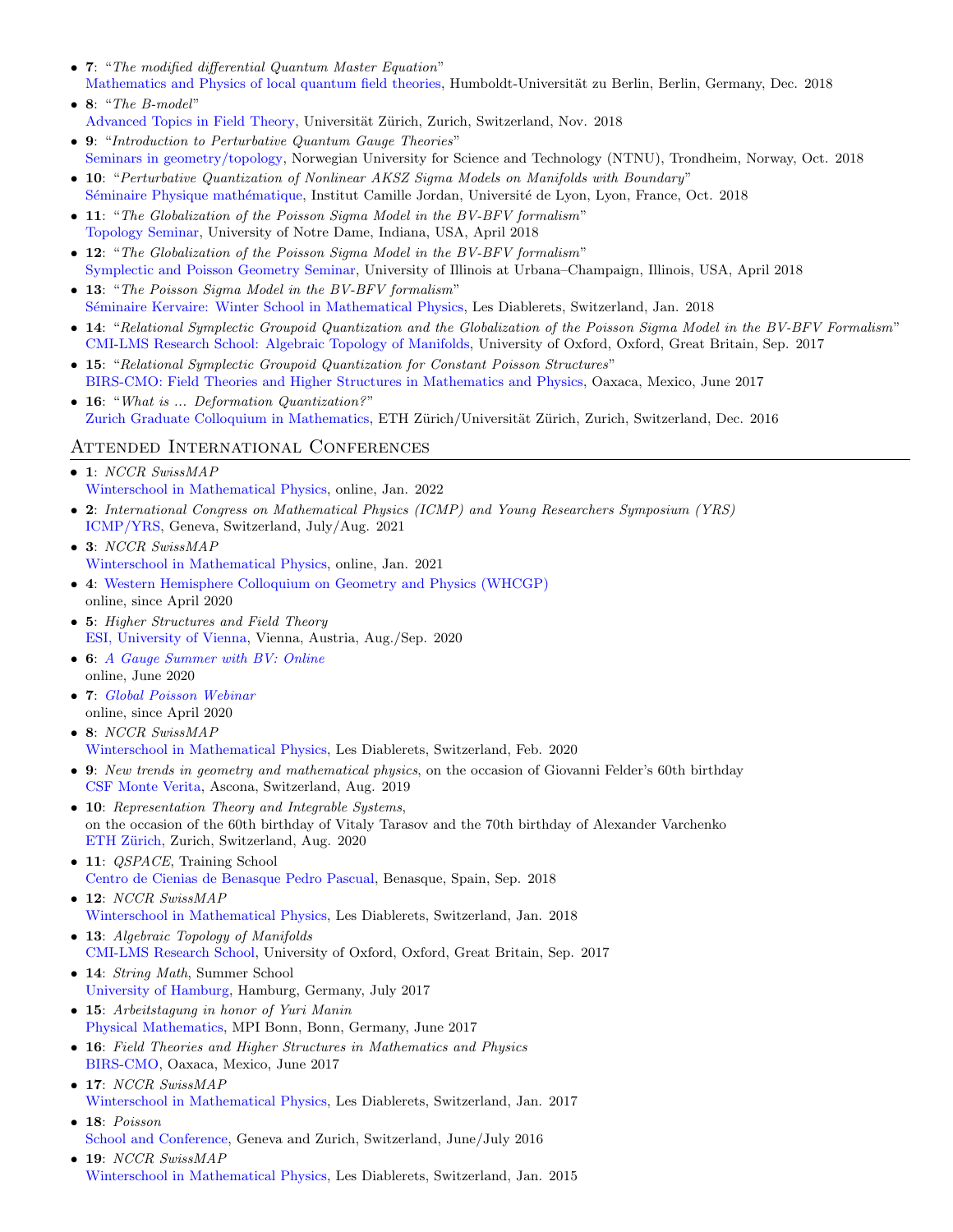- **7**: "*The modified differential Quantum Master Equation*"
  Mathematics and Physics of local quantum field theories, Humboldt-Universität zu Berlin, Berlin, Germany, Dec. 2018
- **8**: "*The B-model*"
  Advanced Topics in Field Theory, Universität Zürich, Zurich, Switzerland, Nov. 2018
- **9**: "*Introduction to Perturbative Quantum Gauge Theories*"
  Seminars in geometry/topology, Norwegian University for Science and Technology (NTNU), Trondheim, Norway, Oct. 2018
- **10**: "*Perturbative Quantization of Nonlinear AKSZ Sigma Models on Manifolds with Boundary*"
  Séminaire Physique mathématique, Institut Camille Jordan, Université de Lyon, Lyon, France, Oct. 2018
- **11**: "*The Globalization of the Poisson Sigma Model in the BV-BFV formalism*"
  Topology Seminar, University of Notre Dame, Indiana, USA, April 2018
- **12**: "*The Globalization of the Poisson Sigma Model in the BV-BFV formalism*"
  Symplectic and Poisson Geometry Seminar, University of Illinois at Urbana–Champaign, Illinois, USA, April 2018
- **13**: "*The Poisson Sigma Model in the BV-BFV formalism*"
  Séminaire Kervaire: Winter School in Mathematical Physics, Les Diablerets, Switzerland, Jan. 2018
- **14**: "*Relational Symplectic Groupoid Quantization and the Globalization of the Poisson Sigma Model in the BV-BFV Formalism*"
  CMI-LMS Research School: Algebraic Topology of Manifolds, University of Oxford, Oxford, Great Britain, Sep. 2017
- **15**: "*Relational Symplectic Groupoid Quantization for Constant Poisson Structures*"
  BIRS-CMO: Field Theories and Higher Structures in Mathematics and Physics, Oaxaca, Mexico, June 2017
- **16**: "*What is ... Deformation Quantization?*"
  Zurich Graduate Colloquium in Mathematics, ETH Zürich/Universität Zürich, Zurich, Switzerland, Dec. 2016

## Attended International Conferences

- **1**: *NCCR SwissMAP*
  Winterschool in Mathematical Physics, online, Jan. 2022
- **2**: *International Congress on Mathematical Physics (ICMP) and Young Researchers Symposium (YRS)*
  ICMP/YRS, Geneva, Switzerland, July/Aug. 2021
- **3**: *NCCR SwissMAP*
  Winterschool in Mathematical Physics, online, Jan. 2021
- **4**: Western Hemisphere Colloquium on Geometry and Physics (WHCGP)
  online, since April 2020
- **5**: *Higher Structures and Field Theory*
  ESI, University of Vienna, Vienna, Austria, Aug./Sep. 2020
- **6**: *A Gauge Summer with BV: Online*
  online, June 2020
- **7**: *Global Poisson Webinar*
  online, since April 2020
- **8**: *NCCR SwissMAP*
  Winterschool in Mathematical Physics, Les Diablerets, Switzerland, Feb. 2020
- **9**: *New trends in geometry and mathematical physics*, on the occasion of Giovanni Felder's 60th birthday
  CSF Monte Verita, Ascona, Switzerland, Aug. 2019
- **10**: *Representation Theory and Integrable Systems*,
  on the occasion of the 60th birthday of Vitaly Tarasov and the 70th birthday of Alexander Varchenko
  ETH Zürich, Zurich, Switzerland, Aug. 2020
- **11**: *QSPACE*, Training School
  Centro de Cienias de Benasque Pedro Pascual, Benasque, Spain, Sep. 2018
- **12**: *NCCR SwissMAP*
  Winterschool in Mathematical Physics, Les Diablerets, Switzerland, Jan. 2018
- **13**: *Algebraic Topology of Manifolds*
  CMI-LMS Research School, University of Oxford, Oxford, Great Britain, Sep. 2017
- **14**: *String Math*, Summer School
  University of Hamburg, Hamburg, Germany, July 2017
- **15**: *Arbeitstagung in honor of Yuri Manin*
  Physical Mathematics, MPI Bonn, Bonn, Germany, June 2017
- **16**: *Field Theories and Higher Structures in Mathematics and Physics*
  BIRS-CMO, Oaxaca, Mexico, June 2017
- **17**: *NCCR SwissMAP*
  Winterschool in Mathematical Physics, Les Diablerets, Switzerland, Jan. 2017
- **18**: *Poisson*
  School and Conference, Geneva and Zurich, Switzerland, June/July 2016
- **19**: *NCCR SwissMAP*
  Winterschool in Mathematical Physics, Les Diablerets, Switzerland, Jan. 2015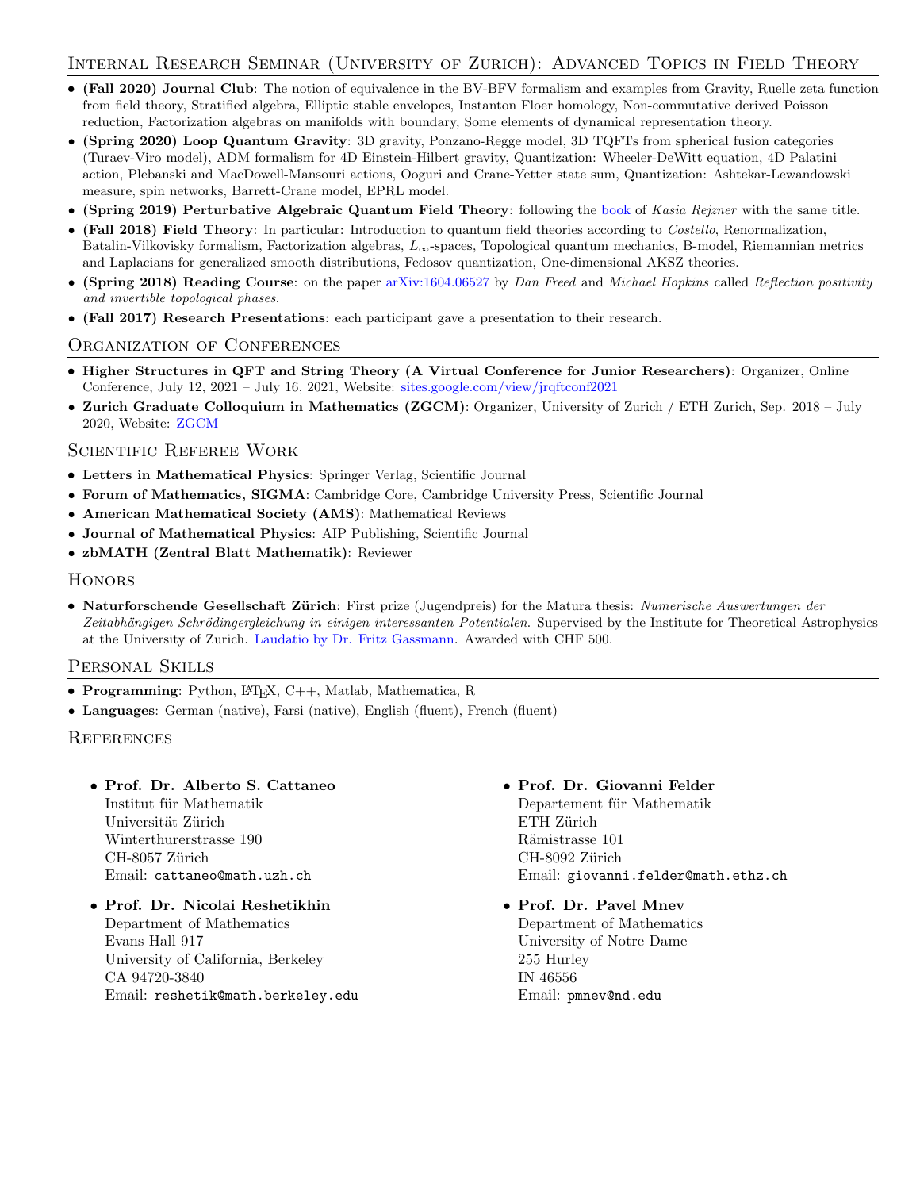## Internal Research Seminar (University of Zurich): Advanced Topics in Field Theory

- **(Fall 2020) Journal Club**: The notion of equivalence in the BV-BFV formalism and examples from Gravity, Ruelle zeta function from field theory, Stratified algebra, Elliptic stable envelopes, Instanton Floer homology, Non-commutative derived Poisson reduction, Factorization algebras on manifolds with boundary, Some elements of dynamical representation theory.
- **(Spring 2020) Loop Quantum Gravity**: 3D gravity, Ponzano-Regge model, 3D TQFTs from spherical fusion categories (Turaev-Viro model), ADM formalism for 4D Einstein-Hilbert gravity, Quantization: Wheeler-DeWitt equation, 4D Palatini action, Plebanski and MacDowell-Mansouri actions, Ooguri and Crane-Yetter state sum, Quantization: Ashtekar-Lewandowski measure, spin networks, Barrett-Crane model, EPRL model.
- **(Spring 2019) Perturbative Algebraic Quantum Field Theory**: following the book of *Kasia Rejzner* with the same title.
- **(Fall 2018) Field Theory**: In particular: Introduction to quantum field theories according to *Costello*, Renormalization, Batalin-Vilkovisky formalism, Factorization algebras, $L_\infty$-spaces, Topological quantum mechanics, B-model, Riemannian metrics and Laplacians for generalized smooth distributions, Fedosov quantization, One-dimensional AKSZ theories.
- **(Spring 2018) Reading Course**: on the paper arXiv:1604.06527 by *Dan Freed* and *Michael Hopkins* called *Reflection positivity and invertible topological phases*.
- **(Fall 2017) Research Presentations**: each participant gave a presentation to their research.

## Organization of Conferences

- **Higher Structures in QFT and String Theory (A Virtual Conference for Junior Researchers)**: Organizer, Online Conference, July 12, 2021 – July 16, 2021, Website: sites.google.com/view/jrqftconf2021
- **Zurich Graduate Colloquium in Mathematics (ZGCM)**: Organizer, University of Zurich / ETH Zurich, Sep. 2018 – July 2020, Website: ZGCM

## Scientific Referee Work

- **Letters in Mathematical Physics**: Springer Verlag, Scientific Journal
- **Forum of Mathematics, SIGMA**: Cambridge Core, Cambridge University Press, Scientific Journal
- **American Mathematical Society (AMS)**: Mathematical Reviews
- **Journal of Mathematical Physics**: AIP Publishing, Scientific Journal
- **zbMATH (Zentral Blatt Mathematik)**: Reviewer

## Honors

- **Naturforschende Gesellschaft Zürich**: First prize (Jugendpreis) for the Matura thesis: *Numerische Auswertungen der Zeitabhängigen Schrödingergleichung in einigen interessanten Potentialen*. Supervised by the Institute for Theoretical Astrophysics at the University of Zurich. Laudatio by Dr. Fritz Gassmann. Awarded with CHF 500.

## Personal Skills

- **Programming**: Python, LaTeX, C++, Matlab, Mathematica, R
- **Languages**: German (native), Farsi (native), English (fluent), French (fluent)

## References

- **Prof. Dr. Alberto S. Cattaneo**
  Institut für Mathematik
  Universität Zürich
  Winterthurerstrasse 190
  CH-8057 Zürich
  Email: `cattaneo@math.uzh.ch`
- **Prof. Dr. Giovanni Felder**
  Departement für Mathematik
  ETH Zürich
  Rämistrasse 101
  CH-8092 Zürich
  Email: `giovanni.felder@math.ethz.ch`
- **Prof. Dr. Nicolai Reshetikhin**
  Department of Mathematics
  Evans Hall 917
  University of California, Berkeley
  CA 94720-3840
  Email: `reshetik@math.berkeley.edu`
- **Prof. Dr. Pavel Mnev**
  Department of Mathematics
  University of Notre Dame
  255 Hurley
  IN 46556
  Email: `pmnev@nd.edu`